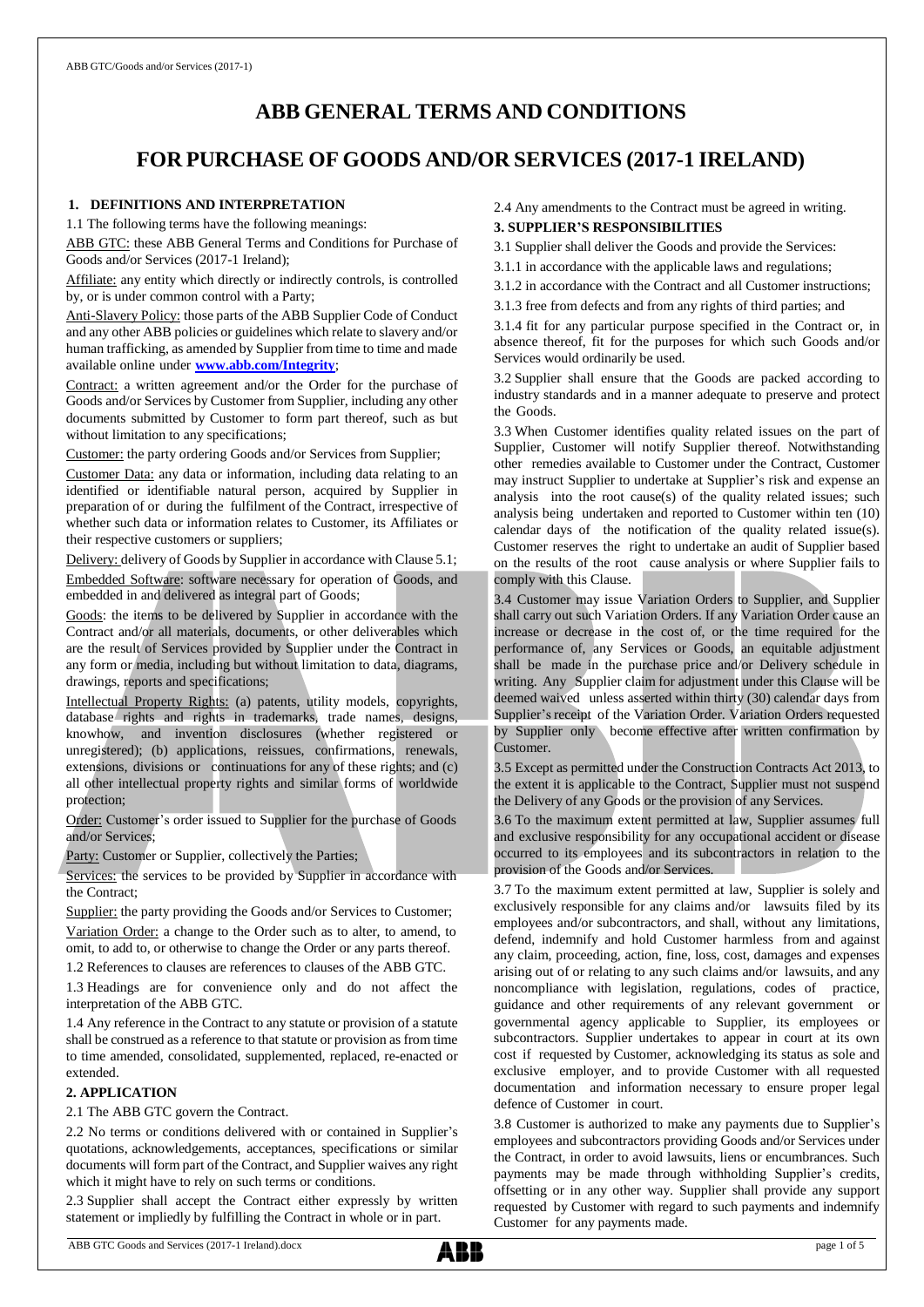# ABB GENERAL TERMS AND CONDITIONS

# FOR PURCHASE OF GOODS AND/OR SERVICES (2017-1 IRELAND)

## 1. DEFINITIONS AND INTERPRETATION

1.1 The following terms have the following meanings:

ABB GTC: these ABB General Terms and Conditions for Purchase of Goods and/or Services (2017-1 Ireland);

Affiliate: any entity which directly or indirectly controls, is controlled by, or is under common control with a Party;

Anti-Slavery Policy: those parts of the ABB Supplier Code of Conduct and any other ABB policies or guidelines which relate to slavery and/or human trafficking, as amended by Supplier from time to time and made available online under **www.abb.com/Integrity**;

Contract: a written agreement and/or the Order for the purchase of Goods and/or Services by Customer from Supplier, including any other documents submitted by Customer to form part thereof, such as but without limitation to any specifications;

Customer: the party ordering Goods and/or Services from Supplier;

Customer Data: any data or information, including data relating to an identified or identifiable natural person, acquired by Supplier in preparation of or during the fulfilment of the Contract, irrespective of whether such data or information relates to Customer, its Affiliates or their respective customers or suppliers;

Delivery: delivery of Goods by Supplier in accordance with Clause 5.1;

Embedded Software: software necessary for operation of Goods, and embedded in and delivered as integral part of Goods;

Goods: the items to be delivered by Supplier in accordance with the Contract and/or all materials, documents, or other deliverables which are the result of Services provided by Supplier under the Contract in any form or media, including but without limitation to data, diagrams, drawings, reports and specifications;

Intellectual Property Rights: (a) patents, utility models, copyrights, database rights and rights in trademarks, trade names, designs, knowhow, and invention disclosures (whether registered or unregistered); (b) applications, reissues, confirmations, renewals, extensions, divisions or continuations for any of these rights; and (c) all other intellectual property rights and similar forms of worldwide protection;

Order: Customer's order issued to Supplier for the purchase of Goods and/or Services;

Party: Customer or Supplier, collectively the Parties;

Services: the services to be provided by Supplier in accordance with the Contract;

Supplier: the party providing the Goods and/or Services to Customer;

Variation Order: a change to the Order such as to alter, to amend, to omit, to add to, or otherwise to change the Order or any parts thereof.

1.2 References to clauses are references to clauses of the ABB GTC.

1.3 Headings are for convenience only and do not affect the interpretation of the ABB GTC.

1.4 Any reference in the Contract to any statute or provision of a statute shall be construed as a reference to that statute or provision as from time to time amended, consolidated, supplemented, replaced, re-enacted or extended.

## 2. APPLICATION

2.1 The ABB GTC govern the Contract.

2.2 No terms or conditions delivered with or contained in Supplier's quotations, acknowledgements, acceptances, specifications or similar documents will form part of the Contract, and Supplier waives any right which it might have to rely on such terms or conditions.

2.3 Supplier shall accept the Contract either expressly by written statement or impliedly by fulfilling the Contract in whole or in part.

2.4 Any amendments to the Contract must be agreed in writing.

## 3. SUPPLIER'S RESPONSIBILITIES

3.1 Supplier shall deliver the Goods and provide the Services:

3.1.1 in accordance with the applicable laws and regulations;

3.1.2 in accordance with the Contract and all Customer instructions;

3.1.3 free from defects and from any rights of third parties; and

3.1.4 fit for any particular purpose specified in the Contract or, in absence thereof, fit for the purposes for which such Goods and/or Services would ordinarily be used.

3.2 Supplier shall ensure that the Goods are packed according to industry standards and in a manner adequate to preserve and protect the Goods.

3.3 When Customer identifies quality related issues on the part of Supplier, Customer will notify Supplier thereof. Notwithstanding other remedies available to Customer under the Contract, Customer may instruct Supplier to undertake at Supplier's risk and expense an analysis into the root cause(s) of the quality related issues; such analysis being undertaken and reported to Customer within ten (10) calendar days of the notification of the quality related issue(s). Customer reserves the right to undertake an audit of Supplier based on the results of the root cause analysis or where Supplier fails to comply with this Clause.

3.4 Customer may issue Variation Orders to Supplier, and Supplier shall carry out such Variation Orders. If any Variation Order cause an increase or decrease in the cost of, or the time required for the performance of, any Services or Goods, an equitable adjustment shall be made in the purchase price and/or Delivery schedule in writing. Any Supplier claim for adjustment under this Clause will be deemed waived unless asserted within thirty (30) calendar days from Supplier's receipt of the Variation Order. Variation Orders requested by Supplier only become effective after written confirmation by Customer.

3.5 Except as permitted under the Construction Contracts Act 2013, to the extent it is applicable to the Contract, Supplier must not suspend the Delivery of any Goods or the provision of any Services.

3.6 To the maximum extent permitted at law, Supplier assumes full and exclusive responsibility for any occupational accident or disease occurred to its employees and its subcontractors in relation to the provision of the Goods and/or Services.

3.7 To the maximum extent permitted at law, Supplier is solely and exclusively responsible for any claims and/or lawsuits filed by its employees and/or subcontractors, and shall, without any limitations, defend, indemnify and hold Customer harmless from and against any claim, proceeding, action, fine, loss, cost, damages and expenses arising out of or relating to any such claims and/or lawsuits, and any noncompliance with legislation, regulations, codes of practice, guidance and other requirements of any relevant government or governmental agency applicable to Supplier, its employees or subcontractors. Supplier undertakes to appear in court at its own cost if requested by Customer, acknowledging its status as sole and exclusive employer, and to provide Customer with all requested documentation and information necessary to ensure proper legal defence of Customer in court.

3.8 Customer is authorized to make any payments due to Supplier's employees and subcontractors providing Goods and/or Services under the Contract, in order to avoid lawsuits, liens or encumbrances. Such payments may be made through withholding Supplier's credits, offsetting or in any other way. Supplier shall provide any support requested by Customer with regard to such payments and indemnify Customer for any payments made.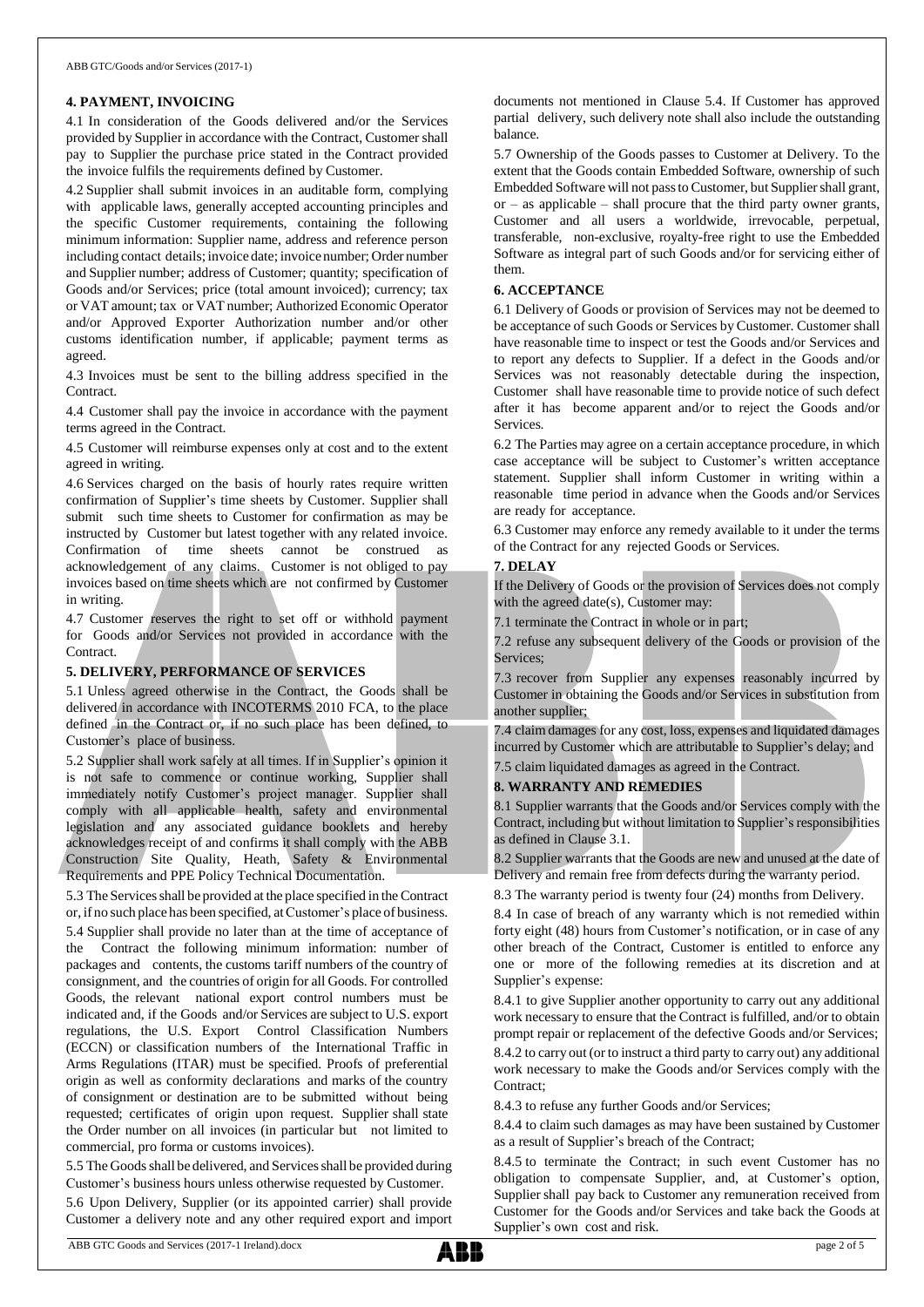## 4. PAYMENT, INVOICING

4.1 In consideration of the Goods delivered and/or the Services provided by Supplier in accordance with the Contract, Customer shall pay to Supplier the purchase price stated in the Contract provided the invoice fulfils the requirements defined by Customer.

4.2 Supplier shall submit invoices in an auditable form, complying with applicable laws, generally accepted accounting principles and the specific Customer requirements, containing the following minimum information: Supplier name, address and reference person including contact details; invoice date; invoice number; Order number and Supplier number; address of Customer; quantity; specification of Goods and/or Services; price (total amount invoiced); currency; tax or VAT amount; tax or VAT number; Authorized Economic Operator and/or Approved Exporter Authorization number and/or other customs identification number, if applicable; payment terms as agreed.

4.3 Invoices must be sent to the billing address specified in the Contract.

4.4 Customer shall pay the invoice in accordance with the payment terms agreed in the Contract.

4.5 Customer will reimburse expenses only at cost and to the extent agreed in writing.

4.6 Services charged on the basis of hourly rates require written confirmation of Supplier's time sheets by Customer. Supplier shall submit such time sheets to Customer for confirmation as may be instructed by Customer but latest together with any related invoice. Confirmation of time sheets cannot be construed as acknowledgement of any claims. Customer is not obliged to pay invoices based on time sheets which are not confirmed by Customer in writing.

4.7 Customer reserves the right to set off or withhold payment for Goods and/or Services not provided in accordance with the Contract.

## 5. DELIVERY, PERFORMANCE OF SERVICES

5.1 Unless agreed otherwise in the Contract, the Goods shall be delivered in accordance with INCOTERMS 2010 FCA, to the place defined in the Contract or, if no such place has been defined, to Customer's place of business.

5.2 Supplier shall work safely at all times. If in Supplier's opinion it is not safe to commence or continue working, Supplier shall immediately notify Customer's project manager. Supplier shall comply with all applicable health, safety and environmental legislation and any associated guidance booklets and hereby acknowledges receipt of and confirms it shall comply with the ABB Construction Site Quality, Heath, Safety & Environmental Requirements and PPE Policy Technical Documentation.

5.3 The Services shall be provided at the place specified in the Contract or, if no such place has been specified, at Customer's place of business.

5.4 Supplier shall provide no later than at the time of acceptance of the Contract the following minimum information: number of packages and contents, the customs tariff numbers of the country of consignment, and the countries of origin for all Goods. For controlled Goods, the relevant national export control numbers must be indicated and, if the Goods and/or Services are subject to U.S. export regulations, the U.S. Export Control Classification Numbers (ECCN) or classification numbers of the International Traffic in Arms Regulations (ITAR) must be specified. Proofs of preferential origin as well as conformity declarations and marks of the country of consignment or destination are to be submitted without being requested; certificates of origin upon request. Supplier shall state the Order number on all invoices (in particular but not limited to commercial, pro forma or customs invoices).

5.5 The Goods shall be delivered, and Services shall be provided during Customer's business hours unless otherwise requested by Customer.

5.6 Upon Delivery, Supplier (or its appointed carrier) shall provide Customer a delivery note and any other required export and import documents not mentioned in Clause 5.4. If Customer has approved partial delivery, such delivery note shall also include the outstanding balance.

5.7 Ownership of the Goods passes to Customer at Delivery. To the extent that the Goods contain Embedded Software, ownership of such Embedded Software will not pass to Customer, but Supplier shall grant, or – as applicable – shall procure that the third party owner grants, Customer and all users a worldwide, irrevocable, perpetual, transferable, non-exclusive, royalty-free right to use the Embedded Software as integral part of such Goods and/or for servicing either of them.

## 6. ACCEPTANCE

6.1 Delivery of Goods or provision of Services may not be deemed to be acceptance of such Goods or Services by Customer. Customer shall have reasonable time to inspect or test the Goods and/or Services and to report any defects to Supplier. If a defect in the Goods and/or Services was not reasonably detectable during the inspection, Customer shall have reasonable time to provide notice of such defect after it has become apparent and/or to reject the Goods and/or Services.

6.2 The Parties may agree on a certain acceptance procedure, in which case acceptance will be subject to Customer's written acceptance statement. Supplier shall inform Customer in writing within a reasonable time period in advance when the Goods and/or Services are ready for acceptance.

6.3 Customer may enforce any remedy available to it under the terms of the Contract for any rejected Goods or Services.

## 7. DELAY

If the Delivery of Goods or the provision of Services does not comply with the agreed date(s), Customer may:

7.1 terminate the Contract in whole or in part;

7.2 refuse any subsequent delivery of the Goods or provision of the Services;

7.3 recover from Supplier any expenses reasonably incurred by Customer in obtaining the Goods and/or Services in substitution from another supplier;

7.4 claim damages for any cost, loss, expenses and liquidated damages incurred by Customer which are attributable to Supplier's delay; and

7.5 claim liquidated damages as agreed in the Contract.

## 8. WARRANTY AND REMEDIES

8.1 Supplier warrants that the Goods and/or Services comply with the Contract, including but without limitation to Supplier's responsibilities as defined in Clause 3.1.

8.2 Supplier warrants that the Goods are new and unused at the date of Delivery and remain free from defects during the warranty period.

8.3 The warranty period is twenty four (24) months from Delivery.

8.4 In case of breach of any warranty which is not remedied within forty eight (48) hours from Customer's notification, or in case of any other breach of the Contract, Customer is entitled to enforce any one or more of the following remedies at its discretion and at Supplier's expense:

8.4.1 to give Supplier another opportunity to carry out any additional work necessary to ensure that the Contract is fulfilled, and/or to obtain prompt repair or replacement of the defective Goods and/or Services;

8.4.2 to carry out (or to instruct a third party to carry out) any additional work necessary to make the Goods and/or Services comply with the Contract;

8.4.3 to refuse any further Goods and/or Services;

8.4.4 to claim such damages as may have been sustained by Customer as a result of Supplier's breach of the Contract;

8.4.5 to terminate the Contract; in such event Customer has no obligation to compensate Supplier, and, at Customer's option, Supplier shall pay back to Customer any remuneration received from Customer for the Goods and/or Services and take back the Goods at Supplier's own cost and risk.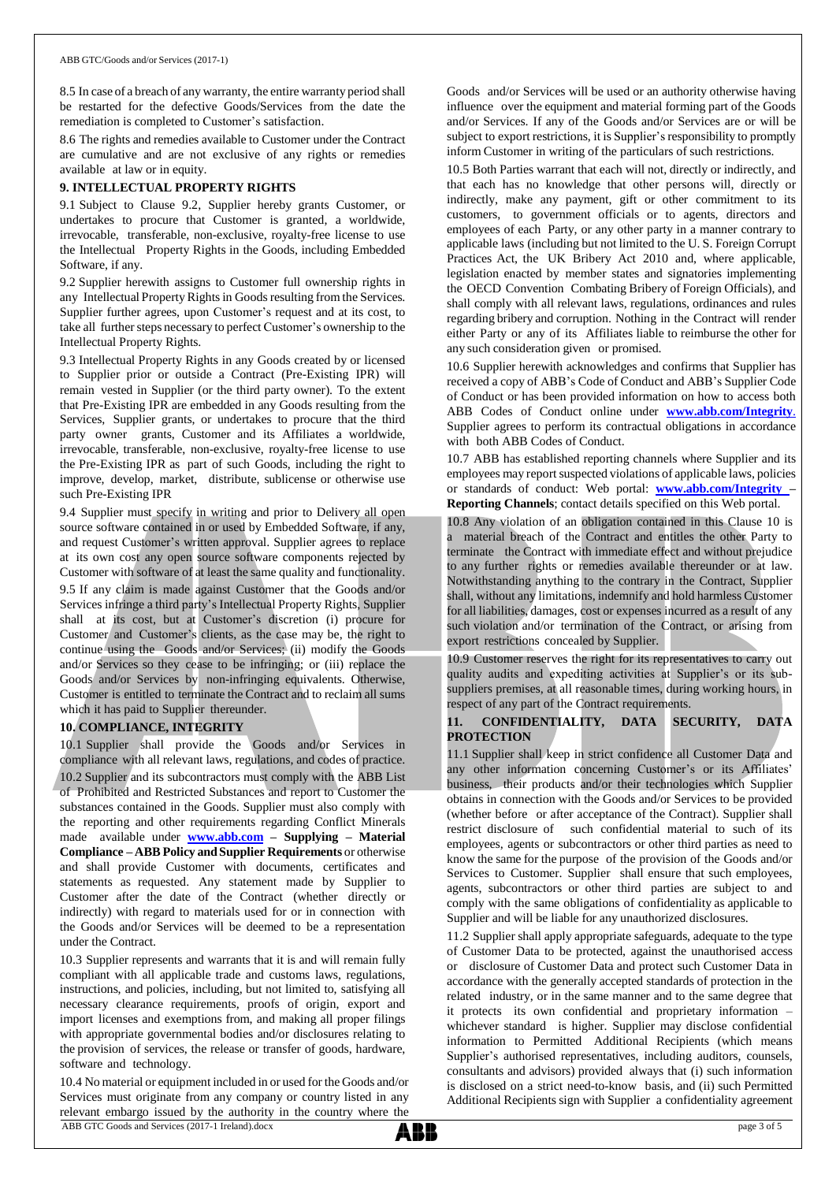8.5 In case of a breach of any warranty, the entire warranty period shall be restarted for the defective Goods/Services from the date the remediation is completed to Customer's satisfaction.

8.6 The rights and remedies available to Customer under the Contract are cumulative and are not exclusive of any rights or remedies available at law or in equity.

## 9. INTELLECTUAL PROPERTY RIGHTS

9.1 Subject to Clause 9.2, Supplier hereby grants Customer, or undertakes to procure that Customer is granted, a worldwide, irrevocable, transferable, non-exclusive, royalty-free license to use the Intellectual Property Rights in the Goods, including Embedded Software, if any.

9.2 Supplier herewith assigns to Customer full ownership rights in any Intellectual Property Rights in Goods resulting from the Services. Supplier further agrees, upon Customer's request and at its cost, to take all further steps necessary to perfect Customer's ownership to the Intellectual Property Rights.

9.3 Intellectual Property Rights in any Goods created by or licensed to Supplier prior or outside a Contract (Pre-Existing IPR) will remain vested in Supplier (or the third party owner). To the extent that Pre-Existing IPR are embedded in any Goods resulting from the Services, Supplier grants, or undertakes to procure that the third party owner grants, Customer and its Affiliates a worldwide, irrevocable, transferable, non-exclusive, royalty-free license to use the Pre-Existing IPR as part of such Goods, including the right to improve, develop, market, distribute, sublicense or otherwise use such Pre-Existing IPR

9.4 Supplier must specify in writing and prior to Delivery all open source software contained in or used by Embedded Software, if any, and request Customer's written approval. Supplier agrees to replace at its own cost any open source software components rejected by Customer with software of at least the same quality and functionality.

9.5 If any claim is made against Customer that the Goods and/or Services infringe a third party's Intellectual Property Rights, Supplier shall at its cost, but at Customer's discretion (i) procure for Customer and Customer's clients, as the case may be, the right to continue using the Goods and/or Services; (ii) modify the Goods and/or Services so they cease to be infringing; or (iii) replace the Goods and/or Services by non-infringing equivalents. Otherwise, Customer is entitled to terminate the Contract and to reclaim all sums which it has paid to Supplier thereunder.

## 10. COMPLIANCE, INTEGRITY

10.1 Supplier shall provide the Goods and/or Services in compliance with all relevant laws, regulations, and codes of practice.

10.2 Supplier and its subcontractors must comply with the ABB List of Prohibited and Restricted Substances and report to Customer the substances contained in the Goods. Supplier must also comply with the reporting and other requirements regarding Conflict Minerals made available under **www.abb.com – Supplying – Material Compliance – ABB Policy and Supplier Requirements** or otherwise and shall provide Customer with documents, certificates and statements as requested. Any statement made by Supplier to Customer after the date of the Contract (whether directly or indirectly) with regard to materials used for or in connection with the Goods and/or Services will be deemed to be a representation under the Contract.

10.3 Supplier represents and warrants that it is and will remain fully compliant with all applicable trade and customs laws, regulations, instructions, and policies, including, but not limited to, satisfying all necessary clearance requirements, proofs of origin, export and import licenses and exemptions from, and making all proper filings with appropriate governmental bodies and/or disclosures relating to the provision of services, the release or transfer of goods, hardware, software and technology.

10.4 No material or equipment included in or used for the Goods and/or Services must originate from any company or country listed in any relevant embargo issued by the authority in the country where the Goods and/or Services will be used or an authority otherwise having influence over the equipment and material forming part of the Goods and/or Services. If any of the Goods and/or Services are or will be subject to export restrictions, it is Supplier's responsibility to promptly inform Customer in writing of the particulars of such restrictions.

10.5 Both Parties warrant that each will not, directly or indirectly, and that each has no knowledge that other persons will, directly or indirectly, make any payment, gift or other commitment to its customers, to government officials or to agents, directors and employees of each Party, or any other party in a manner contrary to applicable laws (including but not limited to the U. S. Foreign Corrupt Practices Act, the UK Bribery Act 2010 and, where applicable, legislation enacted by member states and signatories implementing the OECD Convention Combating Bribery of Foreign Officials), and shall comply with all relevant laws, regulations, ordinances and rules regarding bribery and corruption. Nothing in the Contract will render either Party or any of its Affiliates liable to reimburse the other for any such consideration given or promised.

10.6 Supplier herewith acknowledges and confirms that Supplier has received a copy of ABB's Code of Conduct and ABB's Supplier Code of Conduct or has been provided information on how to access both ABB Codes of Conduct online under **www.abb.com/Integrity**. Supplier agrees to perform its contractual obligations in accordance with both ABB Codes of Conduct.

10.7 ABB has established reporting channels where Supplier and its employees may report suspected violations of applicable laws, policies or standards of conduct: Web portal: **www.abb.com/Integrity – Reporting Channels**; contact details specified on this Web portal.

10.8 Any violation of an obligation contained in this Clause 10 is a material breach of the Contract and entitles the other Party to terminate the Contract with immediate effect and without prejudice to any further rights or remedies available thereunder or at law. Notwithstanding anything to the contrary in the Contract, Supplier shall, without any limitations, indemnify and hold harmless Customer for all liabilities, damages, cost or expenses incurred as a result of any such violation and/or termination of the Contract, or arising from export restrictions concealed by Supplier.

10.9 Customer reserves the right for its representatives to carry out quality audits and expediting activities at Supplier's or its sub-suppliers premises, at all reasonable times, during working hours, in respect of any part of the Contract requirements.

## 11. CONFIDENTIALITY, DATA SECURITY, DATA PROTECTION

11.1 Supplier shall keep in strict confidence all Customer Data and any other information concerning Customer's or its Affiliates' business, their products and/or their technologies which Supplier obtains in connection with the Goods and/or Services to be provided (whether before or after acceptance of the Contract). Supplier shall restrict disclosure of such confidential material to such of its employees, agents or subcontractors or other third parties as need to know the same for the purpose of the provision of the Goods and/or Services to Customer. Supplier shall ensure that such employees, agents, subcontractors or other third parties are subject to and comply with the same obligations of confidentiality as applicable to Supplier and will be liable for any unauthorized disclosures.

11.2 Supplier shall apply appropriate safeguards, adequate to the type of Customer Data to be protected, against the unauthorised access or disclosure of Customer Data and protect such Customer Data in accordance with the generally accepted standards of protection in the related industry, or in the same manner and to the same degree that it protects its own confidential and proprietary information – whichever standard is higher. Supplier may disclose confidential information to Permitted Additional Recipients (which means Supplier's authorised representatives, including auditors, counsels, consultants and advisors) provided always that (i) such information is disclosed on a strict need-to-know basis, and (ii) such Permitted Additional Recipients sign with Supplier a confidentiality agreement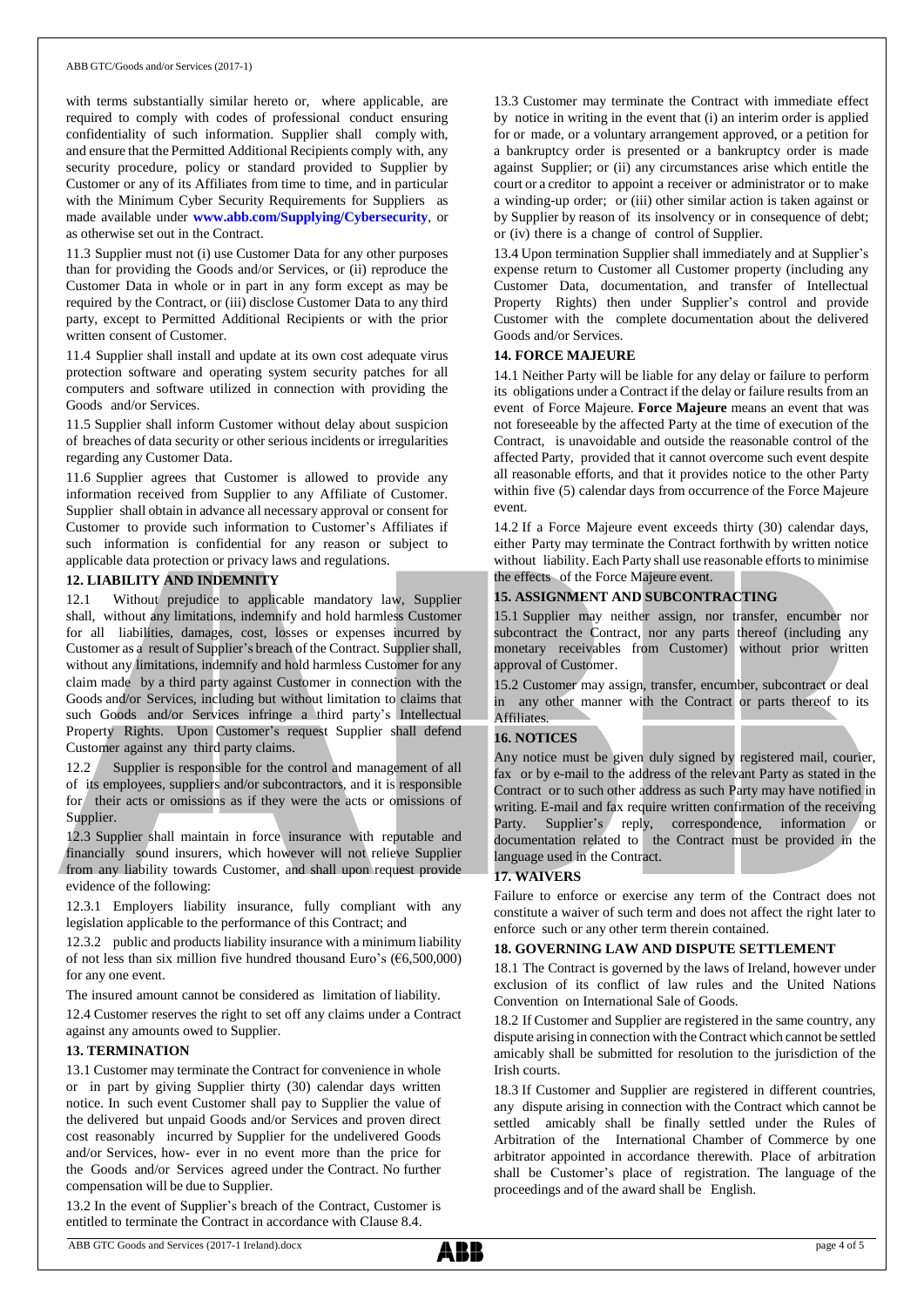with terms substantially similar hereto or, where applicable, are required to comply with codes of professional conduct ensuring confidentiality of such information. Supplier shall comply with, and ensure that the Permitted Additional Recipients comply with, any security procedure, policy or standard provided to Supplier by Customer or any of its Affiliates from time to time, and in particular with the Minimum Cyber Security Requirements for Suppliers as made available under **www.abb.com/Supplying/Cybersecurity**, or as otherwise set out in the Contract.

11.3 Supplier must not (i) use Customer Data for any other purposes than for providing the Goods and/or Services, or (ii) reproduce the Customer Data in whole or in part in any form except as may be required by the Contract, or (iii) disclose Customer Data to any third party, except to Permitted Additional Recipients or with the prior written consent of Customer.

11.4 Supplier shall install and update at its own cost adequate virus protection software and operating system security patches for all computers and software utilized in connection with providing the Goods and/or Services.

11.5 Supplier shall inform Customer without delay about suspicion of breaches of data security or other serious incidents or irregularities regarding any Customer Data.

11.6 Supplier agrees that Customer is allowed to provide any information received from Supplier to any Affiliate of Customer. Supplier shall obtain in advance all necessary approval or consent for Customer to provide such information to Customer's Affiliates if such information is confidential for any reason or subject to applicable data protection or privacy laws and regulations.

**12. LIABILITY AND INDEMNITY**

12.1 Without prejudice to applicable mandatory law, Supplier shall, without any limitations, indemnify and hold harmless Customer for all liabilities, damages, cost, losses or expenses incurred by Customer as a result of Supplier's breach of the Contract. Supplier shall, without any limitations, indemnify and hold harmless Customer for any claim made by a third party against Customer in connection with the Goods and/or Services, including but without limitation to claims that such Goods and/or Services infringe a third party's Intellectual Property Rights. Upon Customer's request Supplier shall defend Customer against any third party claims.

12.2 Supplier is responsible for the control and management of all of its employees, suppliers and/or subcontractors, and it is responsible for their acts or omissions as if they were the acts or omissions of Supplier.

12.3 Supplier shall maintain in force insurance with reputable and financially sound insurers, which however will not relieve Supplier from any liability towards Customer, and shall upon request provide evidence of the following:

12.3.1 Employers liability insurance, fully compliant with any legislation applicable to the performance of this Contract; and

12.3.2 public and products liability insurance with a minimum liability of not less than six million five hundred thousand Euro's (€6,500,000) for any one event.

The insured amount cannot be considered as limitation of liability.

12.4 Customer reserves the right to set off any claims under a Contract against any amounts owed to Supplier.

**13. TERMINATION**

13.1 Customer may terminate the Contract for convenience in whole or in part by giving Supplier thirty (30) calendar days written notice. In such event Customer shall pay to Supplier the value of the delivered but unpaid Goods and/or Services and proven direct cost reasonably incurred by Supplier for the undelivered Goods and/or Services, how- ever in no event more than the price for the Goods and/or Services agreed under the Contract. No further compensation will be due to Supplier.

13.2 In the event of Supplier's breach of the Contract, Customer is entitled to terminate the Contract in accordance with Clause 8.4.

13.3 Customer may terminate the Contract with immediate effect by notice in writing in the event that (i) an interim order is applied for or made, or a voluntary arrangement approved, or a petition for a bankruptcy order is presented or a bankruptcy order is made against Supplier; or (ii) any circumstances arise which entitle the court or a creditor to appoint a receiver or administrator or to make a winding-up order; or (iii) other similar action is taken against or by Supplier by reason of its insolvency or in consequence of debt; or (iv) there is a change of control of Supplier.

13.4 Upon termination Supplier shall immediately and at Supplier's expense return to Customer all Customer property (including any Customer Data, documentation, and transfer of Intellectual Property Rights) then under Supplier's control and provide Customer with the complete documentation about the delivered Goods and/or Services.

**14. FORCE MAJEURE**

14.1 Neither Party will be liable for any delay or failure to perform its obligations under a Contract if the delay or failure results from an event of Force Majeure. **Force Majeure** means an event that was not foreseeable by the affected Party at the time of execution of the Contract, is unavoidable and outside the reasonable control of the affected Party, provided that it cannot overcome such event despite all reasonable efforts, and that it provides notice to the other Party within five (5) calendar days from occurrence of the Force Majeure event.

14.2 If a Force Majeure event exceeds thirty (30) calendar days, either Party may terminate the Contract forthwith by written notice without liability. Each Party shall use reasonable efforts to minimise the effects of the Force Majeure event.

**15. ASSIGNMENT AND SUBCONTRACTING**

15.1 Supplier may neither assign, nor transfer, encumber nor subcontract the Contract, nor any parts thereof (including any monetary receivables from Customer) without prior written approval of Customer.

15.2 Customer may assign, transfer, encumber, subcontract or deal in any other manner with the Contract or parts thereof to its Affiliates.

**16. NOTICES**

Any notice must be given duly signed by registered mail, courier, fax or by e-mail to the address of the relevant Party as stated in the Contract or to such other address as such Party may have notified in writing. E-mail and fax require written confirmation of the receiving Party. Supplier's reply, correspondence, information or documentation related to the Contract must be provided in the language used in the Contract.

**17. WAIVERS**

Failure to enforce or exercise any term of the Contract does not constitute a waiver of such term and does not affect the right later to enforce such or any other term therein contained.

**18. GOVERNING LAW AND DISPUTE SETTLEMENT**

18.1 The Contract is governed by the laws of Ireland, however under exclusion of its conflict of law rules and the United Nations Convention on International Sale of Goods.

18.2 If Customer and Supplier are registered in the same country, any dispute arising in connection with the Contract which cannot be settled amicably shall be submitted for resolution to the jurisdiction of the Irish courts.

18.3 If Customer and Supplier are registered in different countries, any dispute arising in connection with the Contract which cannot be settled amicably shall be finally settled under the Rules of Arbitration of the International Chamber of Commerce by one arbitrator appointed in accordance therewith. Place of arbitration shall be Customer's place of registration. The language of the proceedings and of the award shall be English.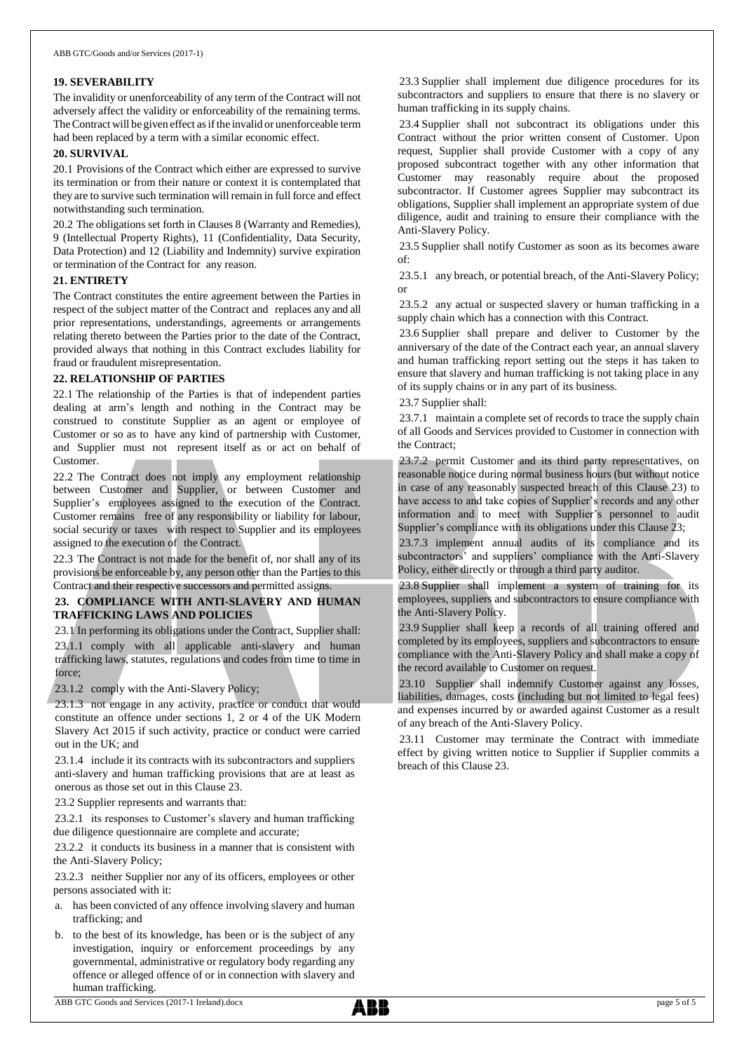## 19. SEVERABILITY

The invalidity or unenforceability of any term of the Contract will not adversely affect the validity or enforceability of the remaining terms. The Contract will be given effect as if the invalid or unenforceable term had been replaced by a term with a similar economic effect.

## 20. SURVIVAL

20.1 Provisions of the Contract which either are expressed to survive its termination or from their nature or context it is contemplated that they are to survive such termination will remain in full force and effect notwithstanding such termination.

20.2 The obligations set forth in Clauses 8 (Warranty and Remedies), 9 (Intellectual Property Rights), 11 (Confidentiality, Data Security, Data Protection) and 12 (Liability and Indemnity) survive expiration or termination of the Contract for any reason.

## 21. ENTIRETY

The Contract constitutes the entire agreement between the Parties in respect of the subject matter of the Contract and replaces any and all prior representations, understandings, agreements or arrangements relating thereto between the Parties prior to the date of the Contract, provided always that nothing in this Contract excludes liability for fraud or fraudulent misrepresentation.

## 22. RELATIONSHIP OF PARTIES

22.1 The relationship of the Parties is that of independent parties dealing at arm's length and nothing in the Contract may be construed to constitute Supplier as an agent or employee of Customer or so as to have any kind of partnership with Customer, and Supplier must not represent itself as or act on behalf of Customer.

22.2 The Contract does not imply any employment relationship between Customer and Supplier, or between Customer and Supplier's employees assigned to the execution of the Contract. Customer remains free of any responsibility or liability for labour, social security or taxes with respect to Supplier and its employees assigned to the execution of the Contract.

22.3 The Contract is not made for the benefit of, nor shall any of its provisions be enforceable by, any person other than the Parties to this Contract and their respective successors and permitted assigns.

## 23. COMPLIANCE WITH ANTI-SLAVERY AND HUMAN TRAFFICKING LAWS AND POLICIES

23.1 In performing its obligations under the Contract, Supplier shall:

23.1.1 comply with all applicable anti-slavery and human trafficking laws, statutes, regulations and codes from time to time in force;

23.1.2 comply with the Anti-Slavery Policy;

23.1.3 not engage in any activity, practice or conduct that would constitute an offence under sections 1, 2 or 4 of the UK Modern Slavery Act 2015 if such activity, practice or conduct were carried out in the UK; and

23.1.4 include it its contracts with its subcontractors and suppliers anti-slavery and human trafficking provisions that are at least as onerous as those set out in this Clause 23.

23.2 Supplier represents and warrants that:

23.2.1 its responses to Customer's slavery and human trafficking due diligence questionnaire are complete and accurate;

23.2.2 it conducts its business in a manner that is consistent with the Anti-Slavery Policy;

23.2.3 neither Supplier nor any of its officers, employees or other persons associated with it:

a. has been convicted of any offence involving slavery and human trafficking; and

b. to the best of its knowledge, has been or is the subject of any investigation, inquiry or enforcement proceedings by any governmental, administrative or regulatory body regarding any offence or alleged offence of or in connection with slavery and human trafficking.

23.3 Supplier shall implement due diligence procedures for its subcontractors and suppliers to ensure that there is no slavery or human trafficking in its supply chains.

23.4 Supplier shall not subcontract its obligations under this Contract without the prior written consent of Customer. Upon request, Supplier shall provide Customer with a copy of any proposed subcontract together with any other information that Customer may reasonably require about the proposed subcontractor. If Customer agrees Supplier may subcontract its obligations, Supplier shall implement an appropriate system of due diligence, audit and training to ensure their compliance with the Anti-Slavery Policy.

23.5 Supplier shall notify Customer as soon as its becomes aware of:

23.5.1 any breach, or potential breach, of the Anti-Slavery Policy; or

23.5.2 any actual or suspected slavery or human trafficking in a supply chain which has a connection with this Contract.

23.6 Supplier shall prepare and deliver to Customer by the anniversary of the date of the Contract each year, an annual slavery and human trafficking report setting out the steps it has taken to ensure that slavery and human trafficking is not taking place in any of its supply chains or in any part of its business.

23.7 Supplier shall:

23.7.1 maintain a complete set of records to trace the supply chain of all Goods and Services provided to Customer in connection with the Contract;

23.7.2 permit Customer and its third party representatives, on reasonable notice during normal business hours (but without notice in case of any reasonably suspected breach of this Clause 23) to have access to and take copies of Supplier's records and any other information and to meet with Supplier's personnel to audit Supplier's compliance with its obligations under this Clause 23;

23.7.3 implement annual audits of its compliance and its subcontractors' and suppliers' compliance with the Anti-Slavery Policy, either directly or through a third party auditor.

23.8 Supplier shall implement a system of training for its employees, suppliers and subcontractors to ensure compliance with the Anti-Slavery Policy.

23.9 Supplier shall keep a records of all training offered and completed by its employees, suppliers and subcontractors to ensure compliance with the Anti-Slavery Policy and shall make a copy of the record available to Customer on request.

23.10 Supplier shall indemnify Customer against any losses, liabilities, damages, costs (including but not limited to legal fees) and expenses incurred by or awarded against Customer as a result of any breach of the Anti-Slavery Policy.

23.11 Customer may terminate the Contract with immediate effect by giving written notice to Supplier if Supplier commits a breach of this Clause 23.